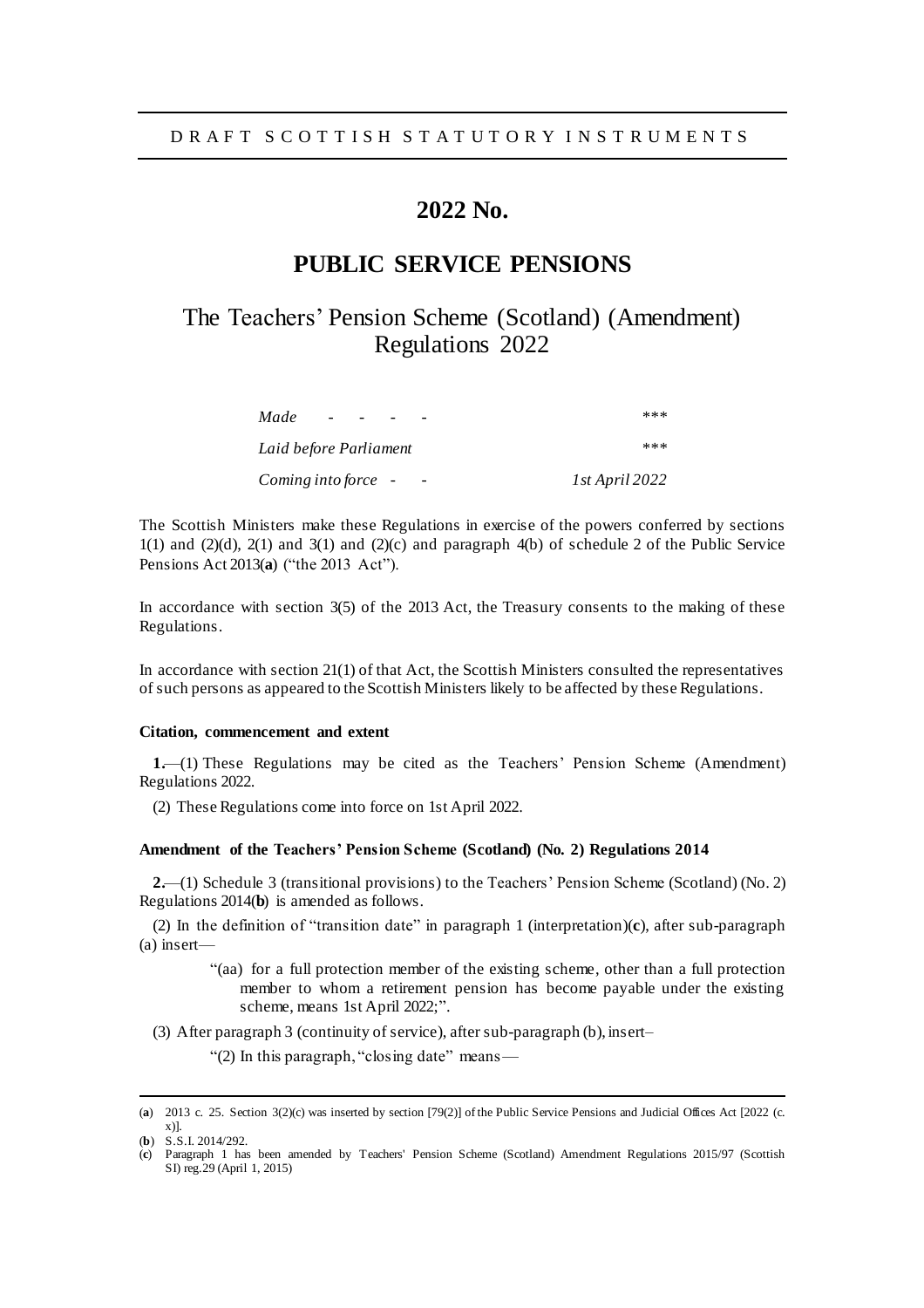DRAFT SCOTTISH STATUTORY INSTRUMENTS

# 2022 No.

# PUBLIC SERVICE PENSIONS

## The Teachers' Pension Scheme (Scotland) (Amendment) Regulations 2022

| | |
|---|---|
| *Made - - - -* | *\*\*\** |
| *Laid before Parliament* | *\*\*\** |
| *Coming into force - -* | *1st April 2022* |

The Scottish Ministers make these Regulations in exercise of the powers conferred by sections 1(1) and (2)(d), 2(1) and 3(1) and (2)(c) and paragraph 4(b) of schedule 2 of the Public Service Pensions Act 2013(**a**) ("the 2013 Act").

In accordance with section 3(5) of the 2013 Act, the Treasury consents to the making of these Regulations.

In accordance with section 21(1) of that Act, the Scottish Ministers consulted the representatives of such persons as appeared to the Scottish Ministers likely to be affected by these Regulations.

### Citation, commencement and extent

**1.**—(1) These Regulations may be cited as the Teachers' Pension Scheme (Amendment) Regulations 2022.

(2) These Regulations come into force on 1st April 2022.

### Amendment of the Teachers' Pension Scheme (Scotland) (No. 2) Regulations 2014

**2.**—(1) Schedule 3 (transitional provisions) to the Teachers' Pension Scheme (Scotland) (No. 2) Regulations 2014(**b**) is amended as follows.

(2) In the definition of "transition date" in paragraph 1 (interpretation)(**c**), after sub-paragraph (a) insert—

> "(aa) for a full protection member of the existing scheme, other than a full protection member to whom a retirement pension has become payable under the existing scheme, means 1st April 2022;".

(3) After paragraph 3 (continuity of service), after sub-paragraph (b), insert–

> "(2) In this paragraph, "closing date" means—

---

(**a**) 2013 c. 25. Section 3(2)(c) was inserted by section [79(2)] of the Public Service Pensions and Judicial Offices Act [2022 (c. x)].

(**b**) S.S.I. 2014/292.

(**c**) Paragraph 1 has been amended by Teachers' Pension Scheme (Scotland) Amendment Regulations 2015/97 (Scottish SI) reg.29 (April 1, 2015)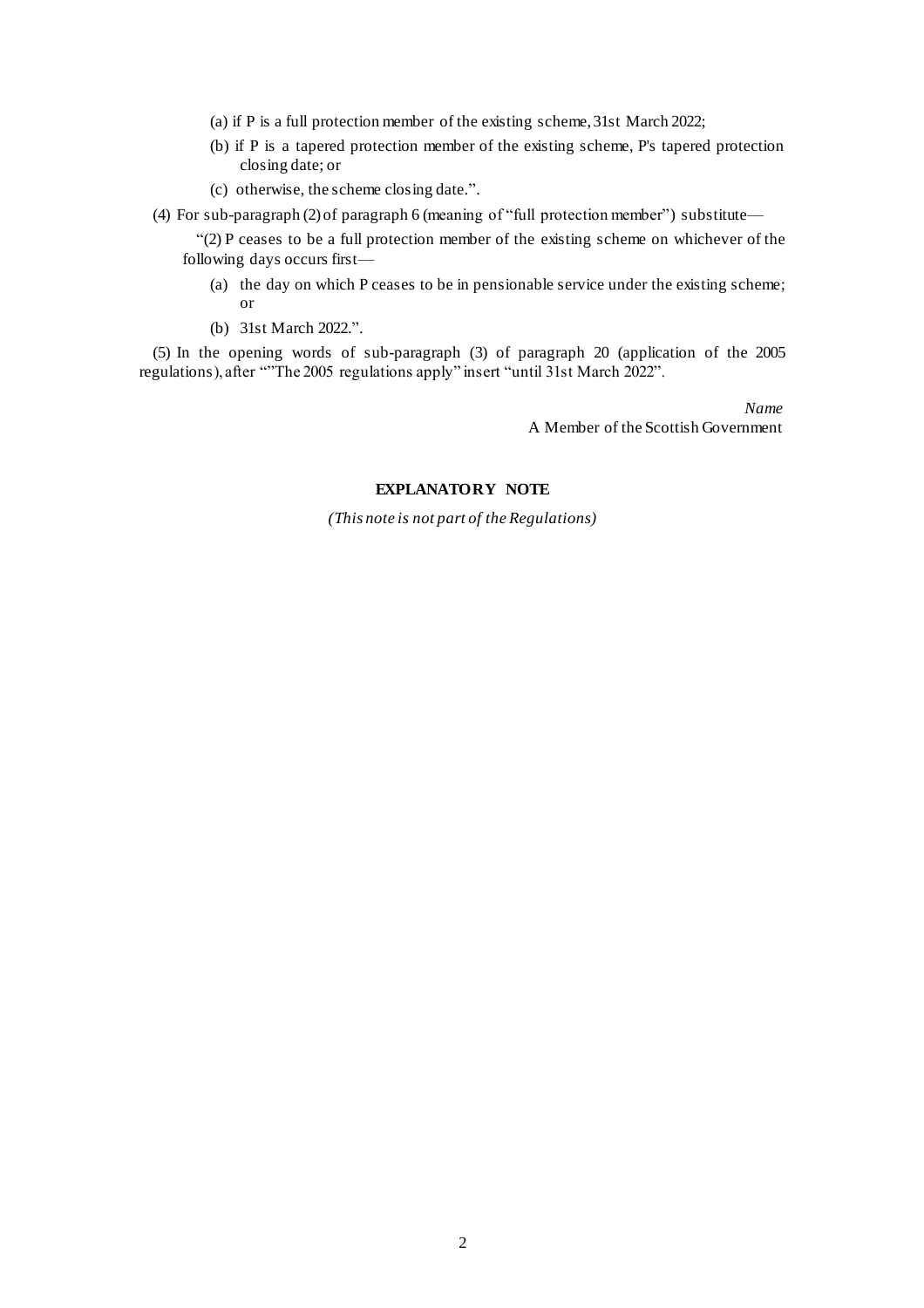(a) if P is a full protection member of the existing scheme, 31st March 2022;

(b) if P is a tapered protection member of the existing scheme, P's tapered protection closing date; or

(c) otherwise, the scheme closing date.".

(4) For sub-paragraph (2) of paragraph 6 (meaning of "full protection member") substitute—

"(2) P ceases to be a full protection member of the existing scheme on whichever of the following days occurs first—

(a) the day on which P ceases to be in pensionable service under the existing scheme; or

(b) 31st March 2022.".

(5) In the opening words of sub-paragraph (3) of paragraph 20 (application of the 2005 regulations), after ""The 2005 regulations apply" insert "until 31st March 2022".

*Name*
A Member of the Scottish Government

**EXPLANATORY NOTE**

*(This note is not part of the Regulations)*